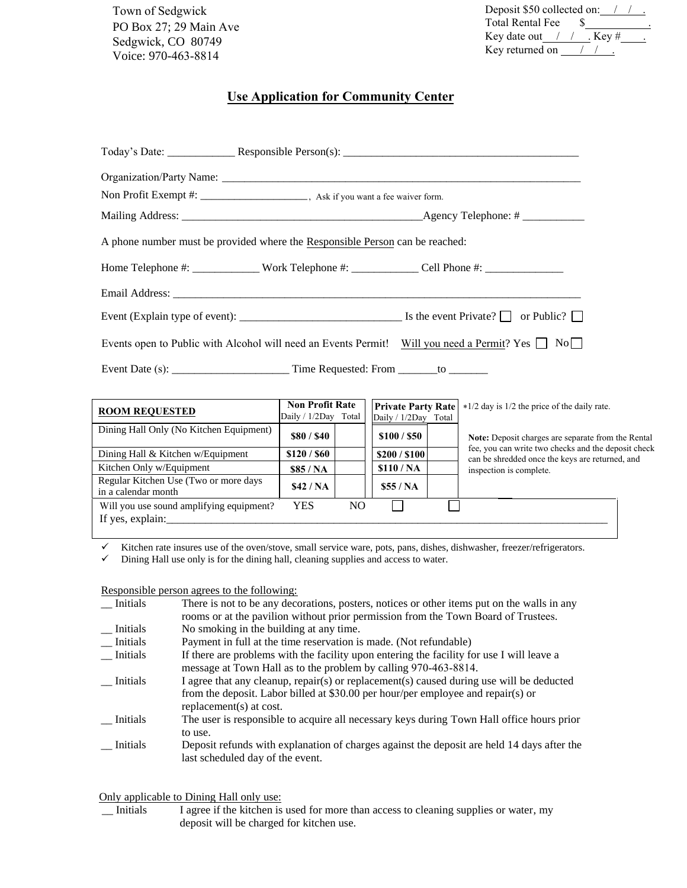Town of Sedgwick
PO Box 27; 29 Main Ave
Sedgwick, CO 80749
Voice: 970-463-8814

Deposit $50 collected on: \_\_/\_\_/\_\_.
Total Rental Fee $\_\_\_\_\_\_\_\_\_\_.
Key date out \_\_/\_\_/\_\_. Key # \_\_\_\_.
Key returned on \_\_/\_\_/\_\_.

# Use Application for Community Center

Today's Date: ____________ Responsible Person(s): ___________________________________________

Organization/Party Name: ___________________________________________________________________

Non Profit Exempt #: ____________________, Ask if you want a fee waiver form.

Mailing Address: ___________________________________________Agency Telephone: # ___________

A phone number must be provided where the Responsible Person can be reached:

Home Telephone #: ____________ Work Telephone #: ____________ Cell Phone #: ______________

Email Address: ____________________________________________________________________________

Event (Explain type of event): ______________________________ Is the event Private? ☐ or Public? ☐

Events open to Public with Alcohol will need an Events Permit! Will you need a Permit? Yes ☐ No ☐

Event Date (s): ____________________ Time Requested: From _______to _______

| ROOM REQUESTED | Non Profit Rate Daily / 1/2Day | Total | Private Party Rate Daily / 1/2Day | Total |
|---|---|---|---|---|
| Dining Hall Only (No Kitchen Equipment) | $80 / $40 | | $100 / $50 | |
| Dining Hall & Kitchen w/Equipment | $120 / $60 | | $200 / $100 | |
| Kitchen Only w/Equipment | $85 / NA | | $110 / NA | |
| Regular Kitchen Use (Two or more days in a calendar month | $42 / NA | | $55 / NA | |

*1/2 day is 1/2 the price of the daily rate.

**Note:** Deposit charges are separate from the Rental fee, you can write two checks and the deposit check can be shredded once the keys are returned, and inspection is complete.

Will you use sound amplifying equipment? YES ☐ NO ☐
If yes, explain:___________________________________________________________________________

- ✓ Kitchen rate insures use of the oven/stove, small service ware, pots, pans, dishes, dishwasher, freezer/refrigerators.
- ✓ Dining Hall use only is for the dining hall, cleaning supplies and access to water.

Responsible person agrees to the following:

__ Initials There is not to be any decorations, posters, notices or other items put on the walls in any rooms or at the pavilion without prior permission from the Town Board of Trustees.

__ Initials No smoking in the building at any time.

__ Initials Payment in full at the time reservation is made. (Not refundable)

__ Initials If there are problems with the facility upon entering the facility for use I will leave a message at Town Hall as to the problem by calling 970-463-8814.

__ Initials I agree that any cleanup, repair(s) or replacement(s) caused during use will be deducted from the deposit. Labor billed at $30.00 per hour/per employee and repair(s) or replacement(s) at cost.

__ Initials The user is responsible to acquire all necessary keys during Town Hall office hours prior to use.

__ Initials Deposit refunds with explanation of charges against the deposit are held 14 days after the last scheduled day of the event.

Only applicable to Dining Hall only use:

__ Initials I agree if the kitchen is used for more than access to cleaning supplies or water, my deposit will be charged for kitchen use.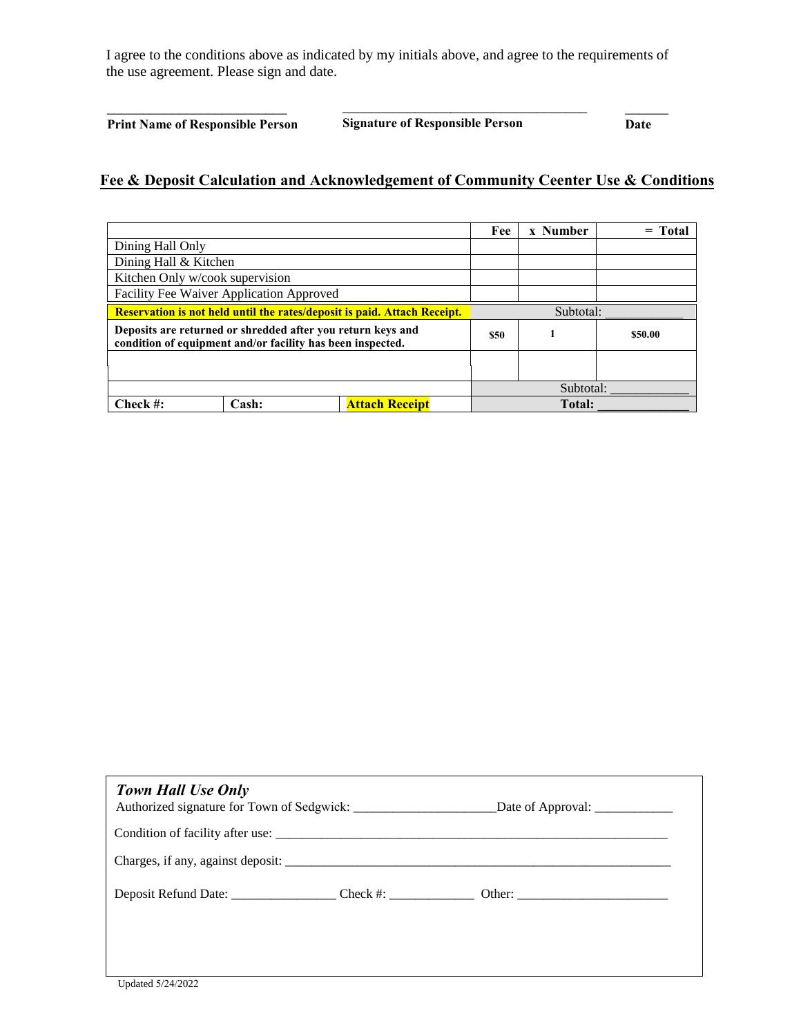I agree to the conditions above as indicated by my initials above, and agree to the requirements of the use agreement. Please sign and date.

___________________________ ______________________________________ _______

**Print Name of Responsible Person** **Signature of Responsible Person** **Date**

## Fee & Deposit Calculation and Acknowledgement of Community Ceenter Use & Conditions

| | Fee | x Number | = Total |
|---|---|---|---|
| Dining Hall Only | | | |
| Dining Hall & Kitchen | | | |
| Kitchen Only w/cook supervision | | | |
| Facility Fee Waiver Application Approved | | | |
| **Reservation is not held until the rates/deposit is paid. Attach Receipt.** | Subtotal: ___________ | | |
| **Deposits are returned or shredded after you return keys and condition of equipment and/or facility has been inspected.** | **$50** | **1** | **$50.00** |
| | | | |
| | Subtotal: ___________ | | |
| **Check #:** **Cash:** **Attach Receipt** | **Total:** _____________ | | |

***Town Hall Use Only***

Authorized signature for Town of Sedgwick: _____________________Date of Approval: ____________

Condition of facility after use: ______________________________________________________________

Charges, if any, against deposit: _____________________________________________________________

Deposit Refund Date: _______________ Check #: _____________ Other: _______________________

Updated 5/24/2022